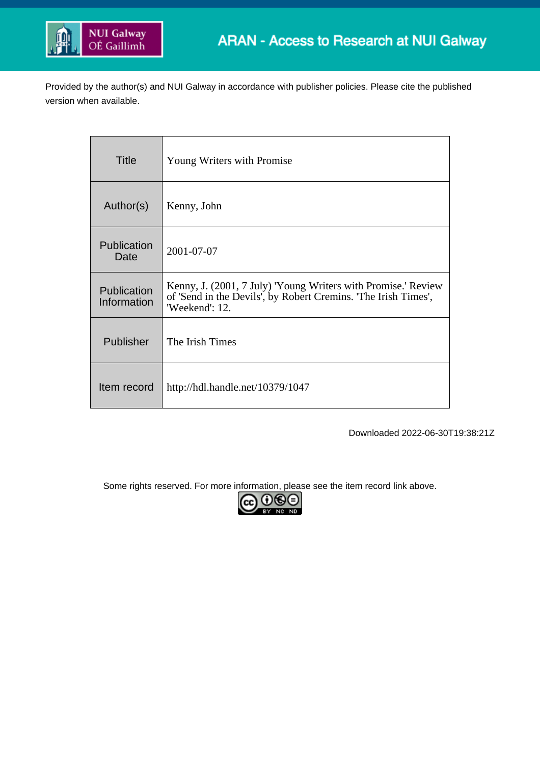NUI Galway OÉ Gaillimh

ARAN - Access to Research at NUI Galway

Provided by the author(s) and NUI Galway in accordance with publisher policies. Please cite the published version when available.

| | |
|---|---|
| Title | Young Writers with Promise |
| Author(s) | Kenny, John |
| Publication Date | 2001-07-07 |
| Publication Information | Kenny, J. (2001, 7 July) 'Young Writers with Promise.' Review of 'Send in the Devils', by Robert Cremins. 'The Irish Times', 'Weekend': 12. |
| Publisher | The Irish Times |
| Item record | http://hdl.handle.net/10379/1047 |

Downloaded 2022-06-30T19:38:21Z

Some rights reserved. For more information, please see the item record link above.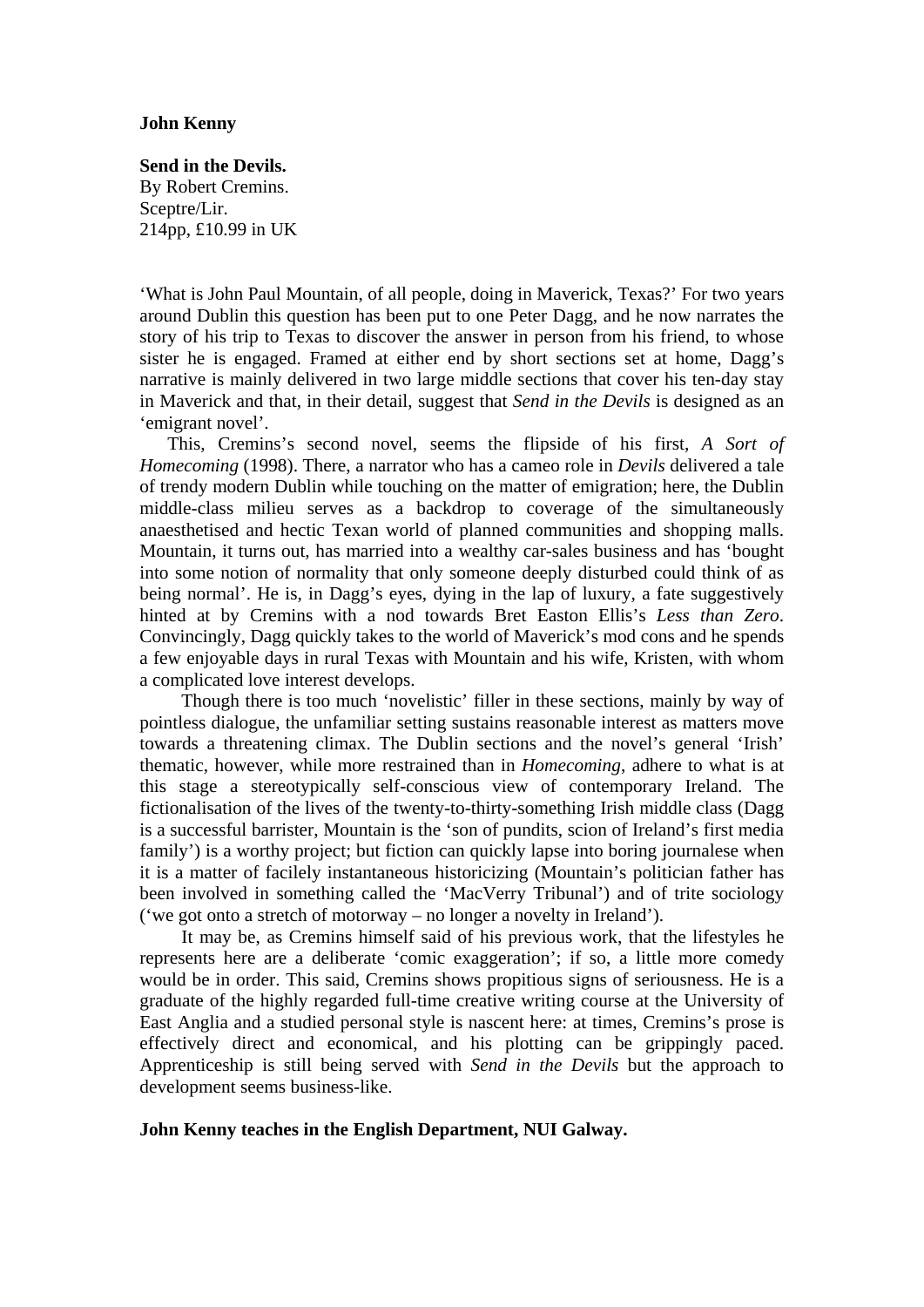**John Kenny**

**Send in the Devils.**
By Robert Cremins.
Sceptre/Lir.
214pp, £10.99 in UK

'What is John Paul Mountain, of all people, doing in Maverick, Texas?' For two years around Dublin this question has been put to one Peter Dagg, and he now narrates the story of his trip to Texas to discover the answer in person from his friend, to whose sister he is engaged. Framed at either end by short sections set at home, Dagg's narrative is mainly delivered in two large middle sections that cover his ten-day stay in Maverick and that, in their detail, suggest that *Send in the Devils* is designed as an 'emigrant novel'.

This, Cremins's second novel, seems the flipside of his first, *A Sort of Homecoming* (1998). There, a narrator who has a cameo role in *Devils* delivered a tale of trendy modern Dublin while touching on the matter of emigration; here, the Dublin middle-class milieu serves as a backdrop to coverage of the simultaneously anaesthetised and hectic Texan world of planned communities and shopping malls. Mountain, it turns out, has married into a wealthy car-sales business and has 'bought into some notion of normality that only someone deeply disturbed could think of as being normal'. He is, in Dagg's eyes, dying in the lap of luxury, a fate suggestively hinted at by Cremins with a nod towards Bret Easton Ellis's *Less than Zero*. Convincingly, Dagg quickly takes to the world of Maverick's mod cons and he spends a few enjoyable days in rural Texas with Mountain and his wife, Kristen, with whom a complicated love interest develops.

Though there is too much 'novelistic' filler in these sections, mainly by way of pointless dialogue, the unfamiliar setting sustains reasonable interest as matters move towards a threatening climax. The Dublin sections and the novel's general 'Irish' thematic, however, while more restrained than in *Homecoming*, adhere to what is at this stage a stereotypically self-conscious view of contemporary Ireland. The fictionalisation of the lives of the twenty-to-thirty-something Irish middle class (Dagg is a successful barrister, Mountain is the 'son of pundits, scion of Ireland's first media family') is a worthy project; but fiction can quickly lapse into boring journalese when it is a matter of facilely instantaneous historicizing (Mountain's politician father has been involved in something called the 'MacVerry Tribunal') and of trite sociology ('we got onto a stretch of motorway – no longer a novelty in Ireland').

It may be, as Cremins himself said of his previous work, that the lifestyles he represents here are a deliberate 'comic exaggeration'; if so, a little more comedy would be in order. This said, Cremins shows propitious signs of seriousness. He is a graduate of the highly regarded full-time creative writing course at the University of East Anglia and a studied personal style is nascent here: at times, Cremins's prose is effectively direct and economical, and his plotting can be grippingly paced. Apprenticeship is still being served with *Send in the Devils* but the approach to development seems business-like.

**John Kenny teaches in the English Department, NUI Galway.**